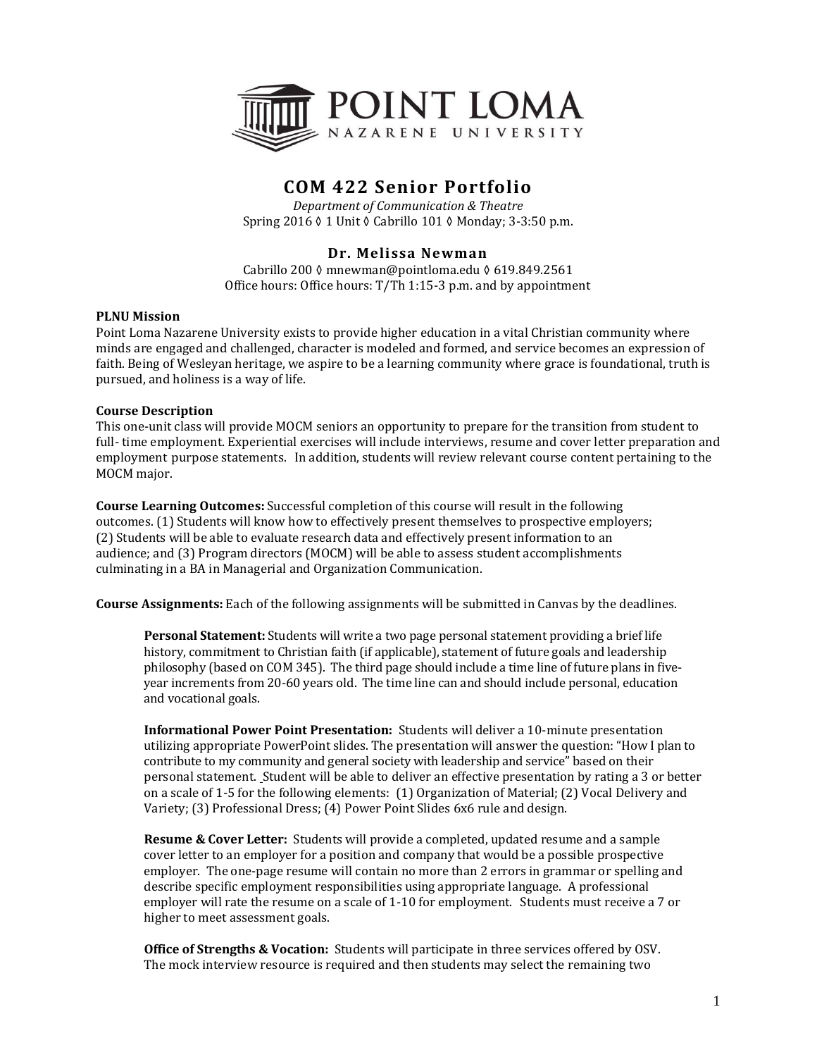# COM 422 Senior Portfolio

*Department of Communication & Theatre*
Spring 2016 ◊ 1 Unit ◊ Cabrillo 101 ◊ Monday; 3-3:50 p.m.

## Dr. Melissa Newman

Cabrillo 200 ◊ mnewman@pointloma.edu ◊ 619.849.2561
Office hours: Office hours: T/Th 1:15-3 p.m. and by appointment

**PLNU Mission**
Point Loma Nazarene University exists to provide higher education in a vital Christian community where minds are engaged and challenged, character is modeled and formed, and service becomes an expression of faith. Being of Wesleyan heritage, we aspire to be a learning community where grace is foundational, truth is pursued, and holiness is a way of life.

**Course Description**
This one-unit class will provide MOCM seniors an opportunity to prepare for the transition from student to full- time employment. Experiential exercises will include interviews, resume and cover letter preparation and employment purpose statements. In addition, students will review relevant course content pertaining to the MOCM major.

**Course Learning Outcomes:** Successful completion of this course will result in the following outcomes. (1) Students will know how to effectively present themselves to prospective employers; (2) Students will be able to evaluate research data and effectively present information to an audience; and (3) Program directors (MOCM) will be able to assess student accomplishments culminating in a BA in Managerial and Organization Communication.

**Course Assignments:** Each of the following assignments will be submitted in Canvas by the deadlines.

> **Personal Statement:** Students will write a two page personal statement providing a brief life history, commitment to Christian faith (if applicable), statement of future goals and leadership philosophy (based on COM 345). The third page should include a time line of future plans in five-year increments from 20-60 years old. The time line can and should include personal, education and vocational goals.
>
> **Informational Power Point Presentation:** Students will deliver a 10-minute presentation utilizing appropriate PowerPoint slides. The presentation will answer the question: "How I plan to contribute to my community and general society with leadership and service" based on their personal statement. Student will be able to deliver an effective presentation by rating a 3 or better on a scale of 1-5 for the following elements: (1) Organization of Material; (2) Vocal Delivery and Variety; (3) Professional Dress; (4) Power Point Slides 6x6 rule and design.
>
> **Resume & Cover Letter:** Students will provide a completed, updated resume and a sample cover letter to an employer for a position and company that would be a possible prospective employer. The one-page resume will contain no more than 2 errors in grammar or spelling and describe specific employment responsibilities using appropriate language. A professional employer will rate the resume on a scale of 1-10 for employment. Students must receive a 7 or higher to meet assessment goals.
>
> **Office of Strengths & Vocation:** Students will participate in three services offered by OSV. The mock interview resource is required and then students may select the remaining two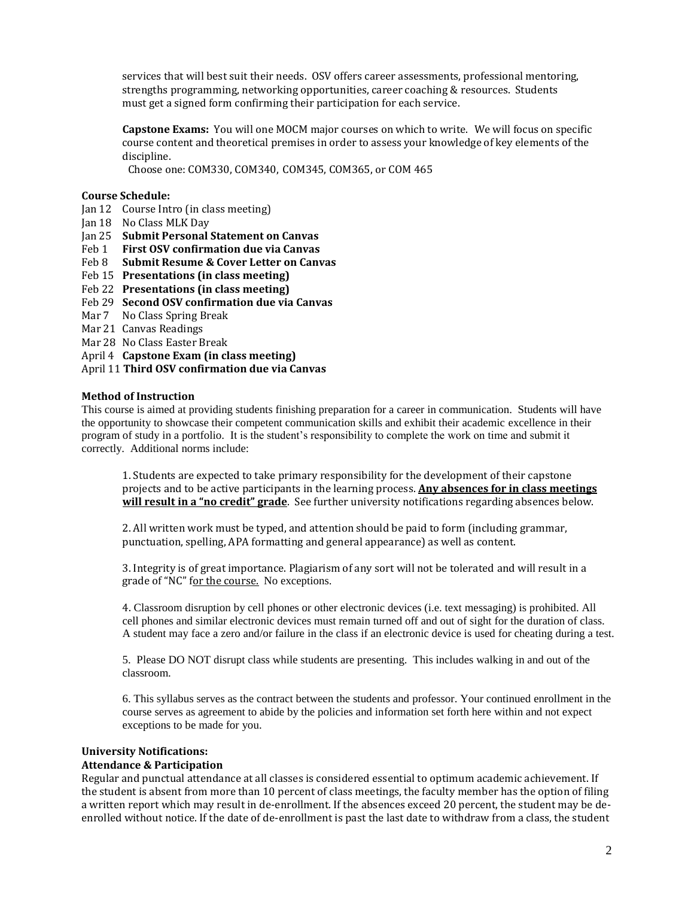services that will best suit their needs. OSV offers career assessments, professional mentoring, strengths programming, networking opportunities, career coaching & resources. Students must get a signed form confirming their participation for each service.

**Capstone Exams:** You will one MOCM major courses on which to write. We will focus on specific course content and theoretical premises in order to assess your knowledge of key elements of the discipline.
Choose one: COM330, COM340, COM345, COM365, or COM 465

**Course Schedule:**

Jan 12 Course Intro (in class meeting)
Jan 18 No Class MLK Day
Jan 25 **Submit Personal Statement on Canvas**
Feb 1 **First OSV confirmation due via Canvas**
Feb 8 **Submit Resume & Cover Letter on Canvas**
Feb 15 **Presentations (in class meeting)**
Feb 22 **Presentations (in class meeting)**
Feb 29 **Second OSV confirmation due via Canvas**
Mar 7 No Class Spring Break
Mar 21 Canvas Readings
Mar 28 No Class Easter Break
April 4 **Capstone Exam (in class meeting)**
April 11 **Third OSV confirmation due via Canvas**

**Method of Instruction**

This course is aimed at providing students finishing preparation for a career in communication. Students will have the opportunity to showcase their competent communication skills and exhibit their academic excellence in their program of study in a portfolio. It is the student's responsibility to complete the work on time and submit it correctly. Additional norms include:

1. Students are expected to take primary responsibility for the development of their capstone projects and to be active participants in the learning process. **Any absences for in class meetings will result in a "no credit" grade**. See further university notifications regarding absences below.

2. All written work must be typed, and attention should be paid to form (including grammar, punctuation, spelling, APA formatting and general appearance) as well as content.

3. Integrity is of great importance. Plagiarism of any sort will not be tolerated and will result in a grade of "NC" for the course. No exceptions.

4. Classroom disruption by cell phones or other electronic devices (i.e. text messaging) is prohibited. All cell phones and similar electronic devices must remain turned off and out of sight for the duration of class. A student may face a zero and/or failure in the class if an electronic device is used for cheating during a test.

5. Please DO NOT disrupt class while students are presenting. This includes walking in and out of the classroom.

6. This syllabus serves as the contract between the students and professor. Your continued enrollment in the course serves as agreement to abide by the policies and information set forth here within and not expect exceptions to be made for you.

**University Notifications:**

**Attendance & Participation**

Regular and punctual attendance at all classes is considered essential to optimum academic achievement. If the student is absent from more than 10 percent of class meetings, the faculty member has the option of filing a written report which may result in de-enrollment. If the absences exceed 20 percent, the student may be de-enrolled without notice. If the date of de-enrollment is past the last date to withdraw from a class, the student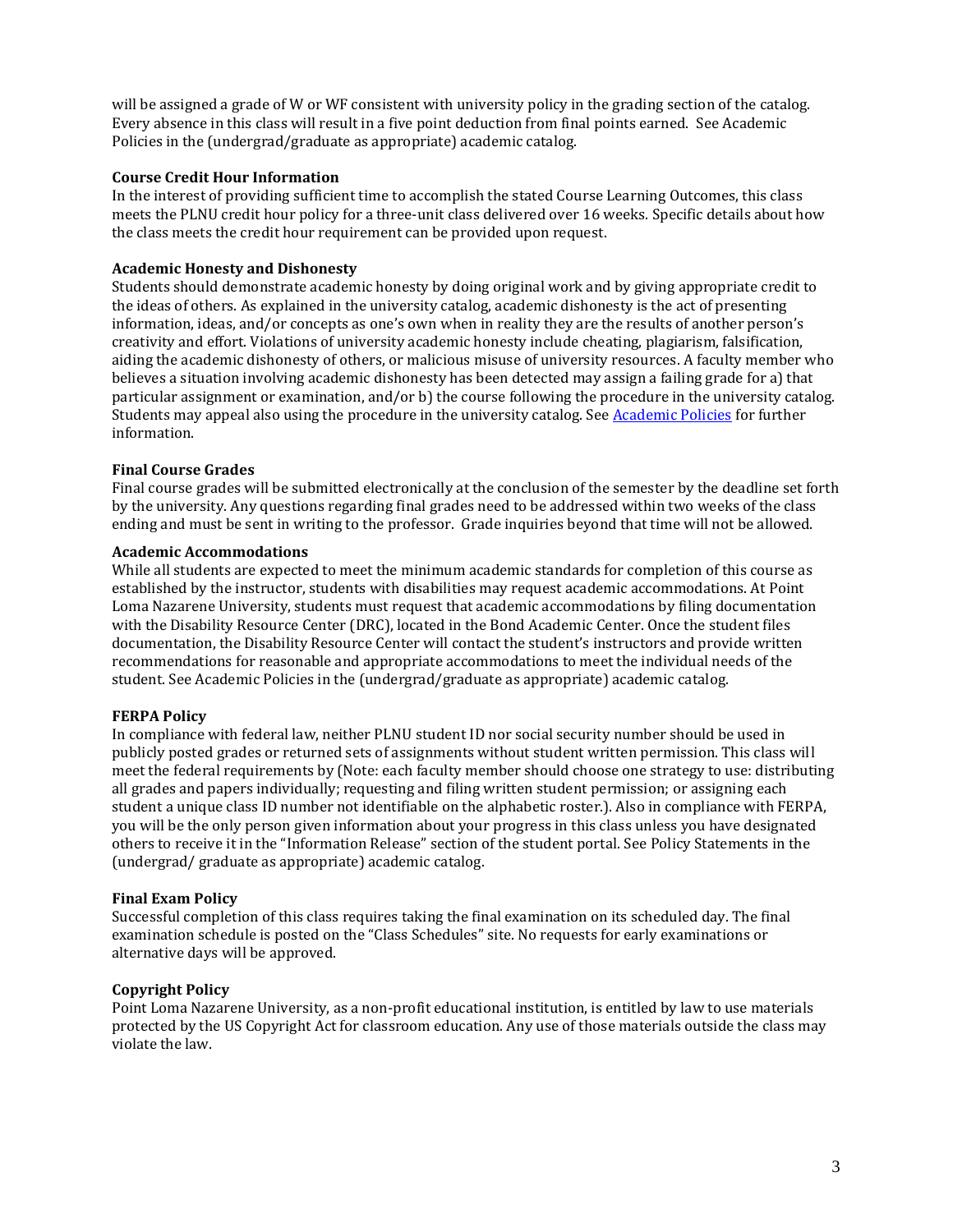will be assigned a grade of W or WF consistent with university policy in the grading section of the catalog. Every absence in this class will result in a five point deduction from final points earned. See Academic Policies in the (undergrad/graduate as appropriate) academic catalog.

**Course Credit Hour Information**

In the interest of providing sufficient time to accomplish the stated Course Learning Outcomes, this class meets the PLNU credit hour policy for a three-unit class delivered over 16 weeks. Specific details about how the class meets the credit hour requirement can be provided upon request.

**Academic Honesty and Dishonesty**

Students should demonstrate academic honesty by doing original work and by giving appropriate credit to the ideas of others. As explained in the university catalog, academic dishonesty is the act of presenting information, ideas, and/or concepts as one's own when in reality they are the results of another person's creativity and effort. Violations of university academic honesty include cheating, plagiarism, falsification, aiding the academic dishonesty of others, or malicious misuse of university resources. A faculty member who believes a situation involving academic dishonesty has been detected may assign a failing grade for a) that particular assignment or examination, and/or b) the course following the procedure in the university catalog. Students may appeal also using the procedure in the university catalog. See [Academic Policies] for further information.

**Final Course Grades**

Final course grades will be submitted electronically at the conclusion of the semester by the deadline set forth by the university. Any questions regarding final grades need to be addressed within two weeks of the class ending and must be sent in writing to the professor. Grade inquiries beyond that time will not be allowed.

**Academic Accommodations**

While all students are expected to meet the minimum academic standards for completion of this course as established by the instructor, students with disabilities may request academic accommodations. At Point Loma Nazarene University, students must request that academic accommodations by filing documentation with the Disability Resource Center (DRC), located in the Bond Academic Center. Once the student files documentation, the Disability Resource Center will contact the student's instructors and provide written recommendations for reasonable and appropriate accommodations to meet the individual needs of the student. See Academic Policies in the (undergrad/graduate as appropriate) academic catalog.

**FERPA Policy**

In compliance with federal law, neither PLNU student ID nor social security number should be used in publicly posted grades or returned sets of assignments without student written permission. This class will meet the federal requirements by (Note: each faculty member should choose one strategy to use: distributing all grades and papers individually; requesting and filing written student permission; or assigning each student a unique class ID number not identifiable on the alphabetic roster.). Also in compliance with FERPA, you will be the only person given information about your progress in this class unless you have designated others to receive it in the "Information Release" section of the student portal. See Policy Statements in the (undergrad/ graduate as appropriate) academic catalog.

**Final Exam Policy**

Successful completion of this class requires taking the final examination on its scheduled day. The final examination schedule is posted on the "Class Schedules" site. No requests for early examinations or alternative days will be approved.

**Copyright Policy**

Point Loma Nazarene University, as a non-profit educational institution, is entitled by law to use materials protected by the US Copyright Act for classroom education. Any use of those materials outside the class may violate the law.